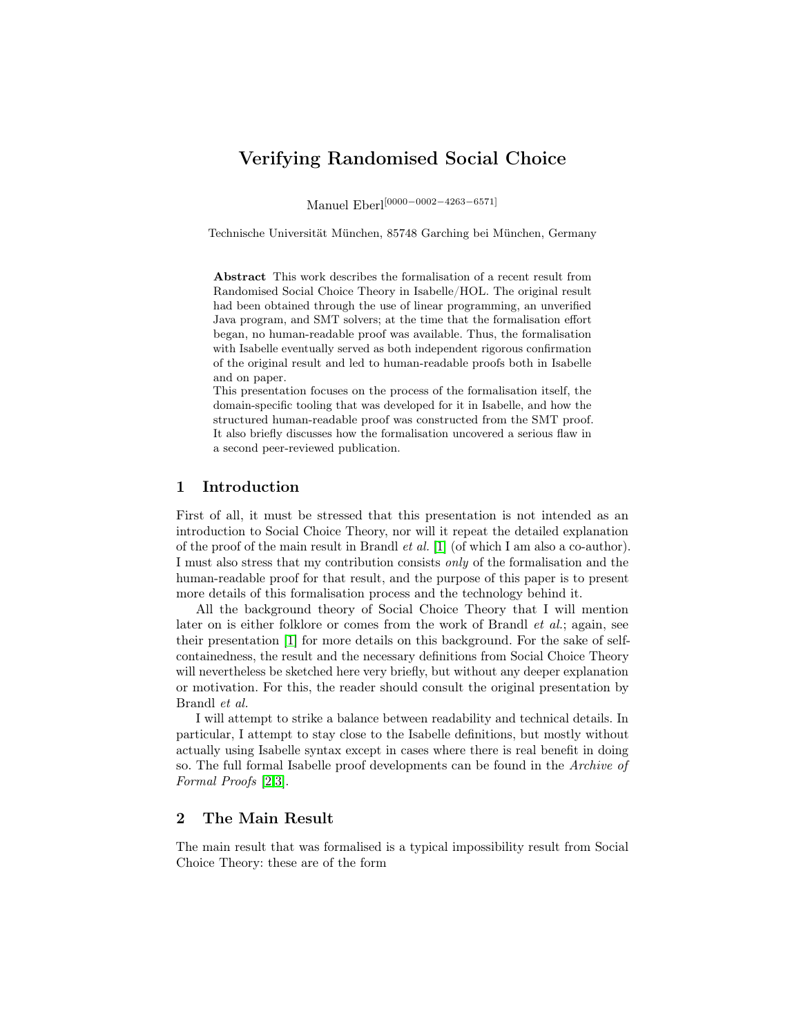# Verifying Randomised Social Choice

Manuel Eberl[0000−0002−4263−6571]

Technische Universität München, 85748 Garching bei München, Germany

**Abstract** This work describes the formalisation of a recent result from Randomised Social Choice Theory in Isabelle/HOL. The original result had been obtained through the use of linear programming, an unverified Java program, and SMT solvers; at the time that the formalisation effort began, no human-readable proof was available. Thus, the formalisation with Isabelle eventually served as both independent rigorous confirmation of the original result and led to human-readable proofs both in Isabelle and on paper.

This presentation focuses on the process of the formalisation itself, the domain-specific tooling that was developed for it in Isabelle, and how the structured human-readable proof was constructed from the SMT proof. It also briefly discusses how the formalisation uncovered a serious flaw in a second peer-reviewed publication.

## 1 Introduction

First of all, it must be stressed that this presentation is not intended as an introduction to Social Choice Theory, nor will it repeat the detailed explanation of the proof of the main result in Brandl *et al.* [1] (of which I am also a co-author). I must also stress that my contribution consists *only* of the formalisation and the human-readable proof for that result, and the purpose of this paper is to present more details of this formalisation process and the technology behind it.

All the background theory of Social Choice Theory that I will mention later on is either folklore or comes from the work of Brandl *et al.*; again, see their presentation [1] for more details on this background. For the sake of self-containedness, the result and the necessary definitions from Social Choice Theory will nevertheless be sketched here very briefly, but without any deeper explanation or motivation. For this, the reader should consult the original presentation by Brandl *et al.*

I will attempt to strike a balance between readability and technical details. In particular, I attempt to stay close to the Isabelle definitions, but mostly without actually using Isabelle syntax except in cases where there is real benefit in doing so. The full formal Isabelle proof developments can be found in the *Archive of Formal Proofs* [2,3].

## 2 The Main Result

The main result that was formalised is a typical impossibility result from Social Choice Theory: these are of the form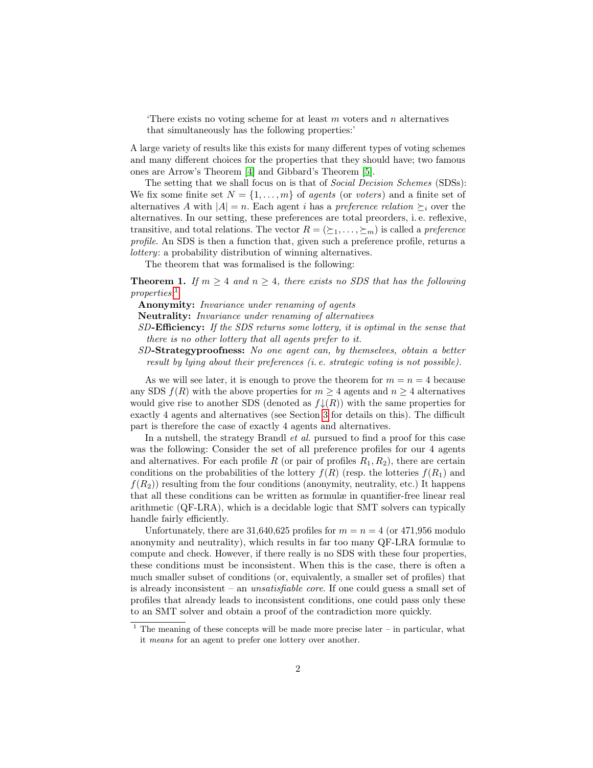'There exists no voting scheme for at least $m$ voters and $n$ alternatives that simultaneously has the following properties:'

A large variety of results like this exists for many different types of voting schemes and many different choices for the properties that they should have; two famous ones are Arrow's Theorem [4] and Gibbard's Theorem [5].

The setting that we shall focus on is that of *Social Decision Schemes* (SDSs): We fix some finite set $N = \{1, \ldots, m\}$ of *agents* (or *voters*) and a finite set of alternatives $A$ with $|A| = n$. Each agent $i$ has a *preference relation* $\succeq_i$ over the alternatives. In our setting, these preferences are total preorders, i. e. reflexive, transitive, and total relations. The vector $R = (\succeq_1, \ldots, \succeq_m)$ is called a *preference profile*. An SDS is then a function that, given such a preference profile, returns a *lottery*: a probability distribution of winning alternatives.

The theorem that was formalised is the following:

**Theorem 1.** *If $m \geq 4$ and $n \geq 4$, there exists no SDS that has the following properties:*[1]

**Anonymity:** *Invariance under renaming of agents*

**Neutrality:** *Invariance under renaming of alternatives*

*SD*-**Efficiency:** *If the SDS returns some lottery, it is optimal in the sense that there is no other lottery that all agents prefer to it.*

*SD*-**Strategyproofness:** *No one agent can, by themselves, obtain a better result by lying about their preferences (i. e. strategic voting is not possible).*

As we will see later, it is enough to prove the theorem for $m = n = 4$ because any SDS $f(R)$ with the above properties for $m \geq 4$ agents and $n \geq 4$ alternatives would give rise to another SDS (denoted as $f{\downarrow}(R)$) with the same properties for exactly 4 agents and alternatives (see Section 3 for details on this). The difficult part is therefore the case of exactly 4 agents and alternatives.

In a nutshell, the strategy Brandl *et al.* pursued to find a proof for this case was the following: Consider the set of all preference profiles for our 4 agents and alternatives. For each profile $R$ (or pair of profiles $R_1, R_2$), there are certain conditions on the probabilities of the lottery $f(R)$ (resp. the lotteries $f(R_1)$ and $f(R_2)$) resulting from the four conditions (anonymity, neutrality, etc.) It happens that all these conditions can be written as formulæ in quantifier-free linear real arithmetic (QF-LRA), which is a decidable logic that SMT solvers can typically handle fairly efficiently.

Unfortunately, there are 31,640,625 profiles for $m = n = 4$ (or 471,956 modulo anonymity and neutrality), which results in far too many QF-LRA formulæ to compute and check. However, if there really is no SDS with these four properties, these conditions must be inconsistent. When this is the case, there is often a much smaller subset of conditions (or, equivalently, a smaller set of profiles) that is already inconsistent – an *unsatisfiable core*. If one could guess a small set of profiles that already leads to inconsistent conditions, one could pass only these to an SMT solver and obtain a proof of the contradiction more quickly.

[1] The meaning of these concepts will be made more precise later – in particular, what it *means* for an agent to prefer one lottery over another.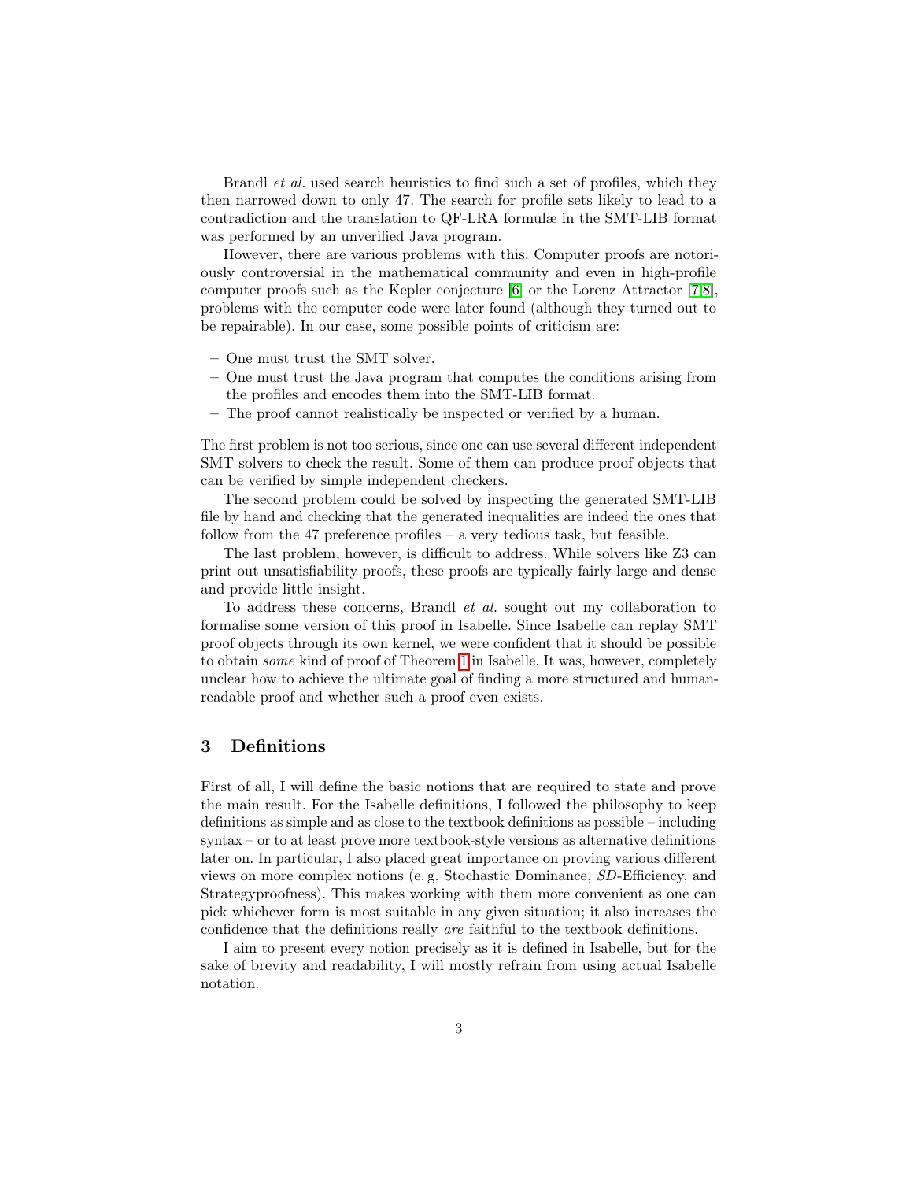Brandl *et al.* used search heuristics to find such a set of profiles, which they then narrowed down to only 47. The search for profile sets likely to lead to a contradiction and the translation to QF-LRA formulæ in the SMT-LIB format was performed by an unverified Java program.

However, there are various problems with this. Computer proofs are notoriously controversial in the mathematical community and even in high-profile computer proofs such as the Kepler conjecture [6] or the Lorenz Attractor [7,8], problems with the computer code were later found (although they turned out to be repairable). In our case, some possible points of criticism are:

- One must trust the SMT solver.
- One must trust the Java program that computes the conditions arising from the profiles and encodes them into the SMT-LIB format.
- The proof cannot realistically be inspected or verified by a human.

The first problem is not too serious, since one can use several different independent SMT solvers to check the result. Some of them can produce proof objects that can be verified by simple independent checkers.

The second problem could be solved by inspecting the generated SMT-LIB file by hand and checking that the generated inequalities are indeed the ones that follow from the 47 preference profiles – a very tedious task, but feasible.

The last problem, however, is difficult to address. While solvers like Z3 can print out unsatisfiability proofs, these proofs are typically fairly large and dense and provide little insight.

To address these concerns, Brandl *et al.* sought out my collaboration to formalise some version of this proof in Isabelle. Since Isabelle can replay SMT proof objects through its own kernel, we were confident that it should be possible to obtain *some* kind of proof of Theorem 1 in Isabelle. It was, however, completely unclear how to achieve the ultimate goal of finding a more structured and human-readable proof and whether such a proof even exists.

## 3 Definitions

First of all, I will define the basic notions that are required to state and prove the main result. For the Isabelle definitions, I followed the philosophy to keep definitions as simple and as close to the textbook definitions as possible – including syntax – or to at least prove more textbook-style versions as alternative definitions later on. In particular, I also placed great importance on proving various different views on more complex notions (e. g. Stochastic Dominance, *SD*-Efficiency, and Strategyproofness). This makes working with them more convenient as one can pick whichever form is most suitable in any given situation; it also increases the confidence that the definitions really *are* faithful to the textbook definitions.

I aim to present every notion precisely as it is defined in Isabelle, but for the sake of brevity and readability, I will mostly refrain from using actual Isabelle notation.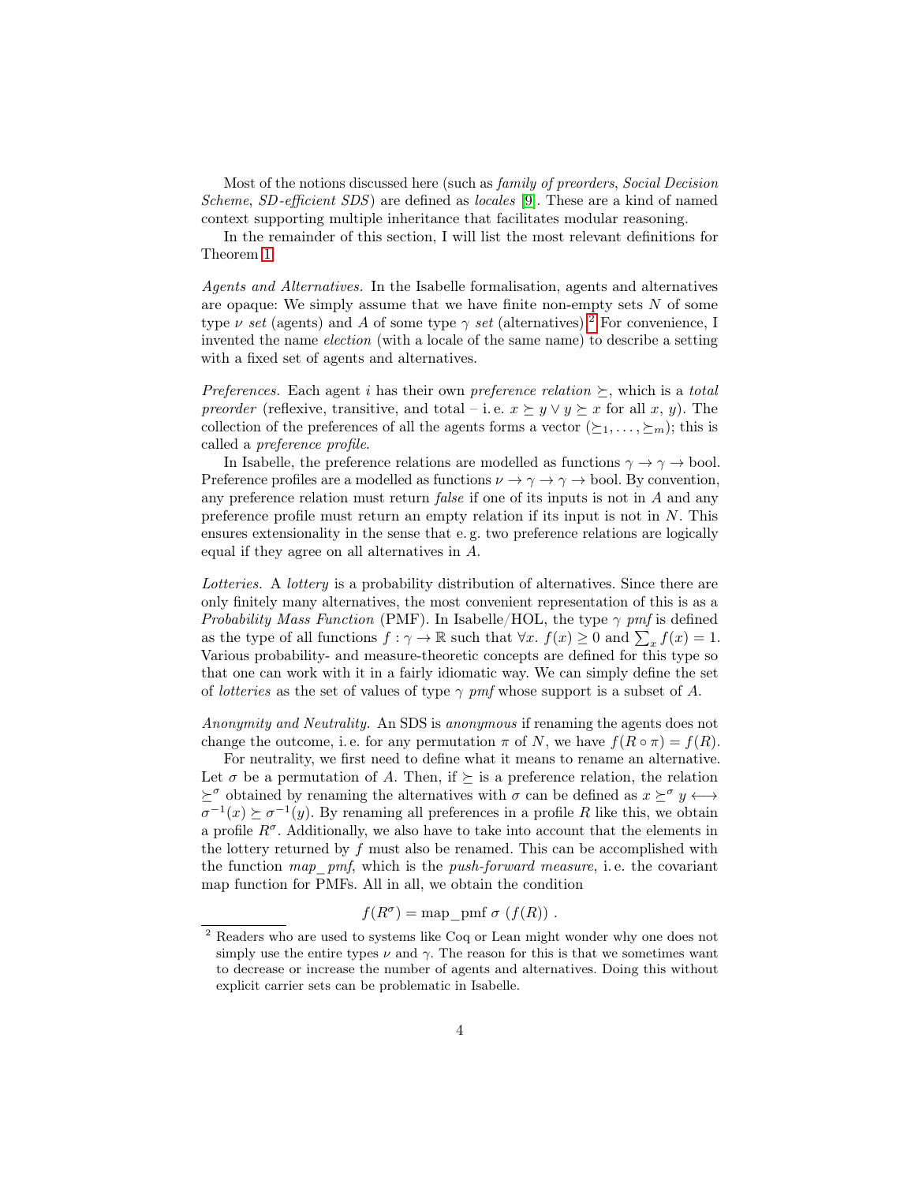Most of the notions discussed here (such as *family of preorders*, *Social Decision Scheme*, *SD-efficient SDS*) are defined as *locales* [9]. These are a kind of named context supporting multiple inheritance that facilitates modular reasoning.

In the remainder of this section, I will list the most relevant definitions for Theorem 1.

*Agents and Alternatives.* In the Isabelle formalisation, agents and alternatives are opaque: We simply assume that we have finite non-empty sets $N$ of some type $\nu$ *set* (agents) and $A$ of some type $\gamma$ *set* (alternatives).[2] For convenience, I invented the name *election* (with a locale of the same name) to describe a setting with a fixed set of agents and alternatives.

*Preferences.* Each agent $i$ has their own *preference relation* $\succeq$, which is a *total preorder* (reflexive, transitive, and total – i. e. $x \succeq y \vee y \succeq x$ for all $x$, $y$). The collection of the preferences of all the agents forms a vector $(\succeq_1, \ldots, \succeq_m)$; this is called a *preference profile*.

In Isabelle, the preference relations are modelled as functions $\gamma \to \gamma \to \text{bool}$. Preference profiles are a modelled as functions $\nu \to \gamma \to \gamma \to \text{bool}$. By convention, any preference relation must return *false* if one of its inputs is not in $A$ and any preference profile must return an empty relation if its input is not in $N$. This ensures extensionality in the sense that e. g. two preference relations are logically equal if they agree on all alternatives in $A$.

*Lotteries.* A *lottery* is a probability distribution of alternatives. Since there are only finitely many alternatives, the most convenient representation of this is as a *Probability Mass Function* (PMF). In Isabelle/HOL, the type $\gamma$ *pmf* is defined as the type of all functions $f : \gamma \to \mathbb{R}$ such that $\forall x.\ f(x) \geq 0$ and $\sum_x f(x) = 1$. Various probability- and measure-theoretic concepts are defined for this type so that one can work with it in a fairly idiomatic way. We can simply define the set of *lotteries* as the set of values of type $\gamma$ *pmf* whose support is a subset of $A$.

*Anonymity and Neutrality.* An SDS is *anonymous* if renaming the agents does not change the outcome, i. e. for any permutation $\pi$ of $N$, we have $f(R \circ \pi) = f(R)$.

For neutrality, we first need to define what it means to rename an alternative. Let $\sigma$ be a permutation of $A$. Then, if $\succeq$ is a preference relation, the relation $\succeq^\sigma$ obtained by renaming the alternatives with $\sigma$ can be defined as $x \succeq^\sigma y \longleftrightarrow \sigma^{-1}(x) \succeq \sigma^{-1}(y)$. By renaming all preferences in a profile $R$ like this, we obtain a profile $R^\sigma$. Additionally, we also have to take into account that the elements in the lottery returned by $f$ must also be renamed. This can be accomplished with the function *map_pmf*, which is the *push-forward measure*, i. e. the covariant map function for PMFs. All in all, we obtain the condition

$$f(R^\sigma) = \text{map\_pmf}\ \sigma\ (f(R))\ .$$

[2] Readers who are used to systems like Coq or Lean might wonder why one does not simply use the entire types $\nu$ and $\gamma$. The reason for this is that we sometimes want to decrease or increase the number of agents and alternatives. Doing this without explicit carrier sets can be problematic in Isabelle.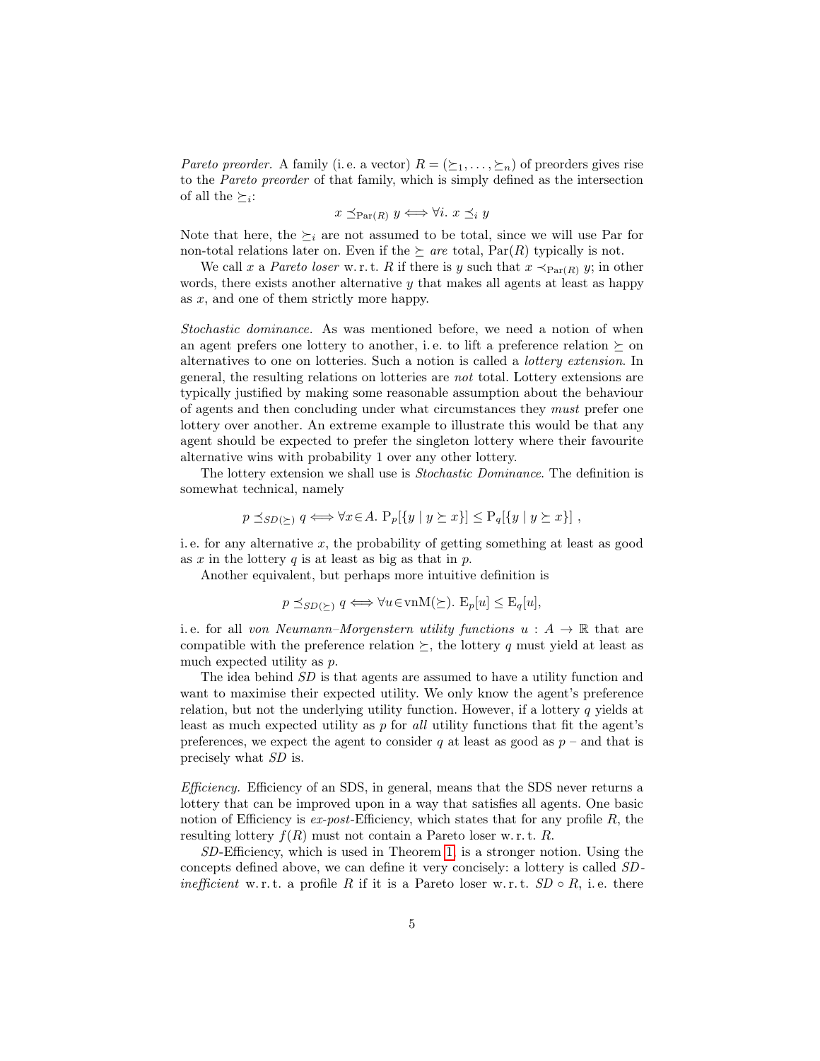*Pareto preorder.* A family (i. e. a vector) $R = (\succeq_1, \ldots, \succeq_n)$ of preorders gives rise to the *Pareto preorder* of that family, which is simply defined as the intersection of all the $\succeq_i$:

$$x \preceq_{\mathrm{Par}(R)} y \Longleftrightarrow \forall i.\ x \preceq_i y$$

Note that here, the $\succeq_i$ are not assumed to be total, since we will use Par for non-total relations later on. Even if the $\succeq$ *are* total, $\mathrm{Par}(R)$ typically is not.

We call $x$ a *Pareto loser* w. r. t. $R$ if there is $y$ such that $x \prec_{\mathrm{Par}(R)} y$; in other words, there exists another alternative $y$ that makes all agents at least as happy as $x$, and one of them strictly more happy.

*Stochastic dominance.* As was mentioned before, we need a notion of when an agent prefers one lottery to another, i. e. to lift a preference relation $\succeq$ on alternatives to one on lotteries. Such a notion is called a *lottery extension*. In general, the resulting relations on lotteries are *not* total. Lottery extensions are typically justified by making some reasonable assumption about the behaviour of agents and then concluding under what circumstances they *must* prefer one lottery over another. An extreme example to illustrate this would be that any agent should be expected to prefer the singleton lottery where their favourite alternative wins with probability 1 over any other lottery.

The lottery extension we shall use is *Stochastic Dominance*. The definition is somewhat technical, namely

$$p \preceq_{SD(\succeq)} q \Longleftrightarrow \forall x \in A.\ \mathrm{P}_p[\{y \mid y \succeq x\}] \leq \mathrm{P}_q[\{y \mid y \succeq x\}]\ ,$$

i. e. for any alternative $x$, the probability of getting something at least as good as $x$ in the lottery $q$ is at least as big as that in $p$.

Another equivalent, but perhaps more intuitive definition is

$$p \preceq_{SD(\succeq)} q \Longleftrightarrow \forall u \in \mathrm{vnM}(\succeq).\ \mathrm{E}_p[u] \leq \mathrm{E}_q[u],$$

i. e. for all *von Neumann–Morgenstern utility functions* $u : A \to \mathbb{R}$ that are compatible with the preference relation $\succeq$, the lottery $q$ must yield at least as much expected utility as $p$.

The idea behind *SD* is that agents are assumed to have a utility function and want to maximise their expected utility. We only know the agent's preference relation, but not the underlying utility function. However, if a lottery $q$ yields at least as much expected utility as $p$ for *all* utility functions that fit the agent's preferences, we expect the agent to consider $q$ at least as good as $p$ – and that is precisely what *SD* is.

*Efficiency.* Efficiency of an SDS, in general, means that the SDS never returns a lottery that can be improved upon in a way that satisfies all agents. One basic notion of Efficiency is *ex-post*-Efficiency, which states that for any profile $R$, the resulting lottery $f(R)$ must not contain a Pareto loser w. r. t. $R$.

*SD*-Efficiency, which is used in Theorem 1, is a stronger notion. Using the concepts defined above, we can define it very concisely: a lottery is called *SD-inefficient* w. r. t. a profile $R$ if it is a Pareto loser w. r. t. $SD \circ R$, i. e. there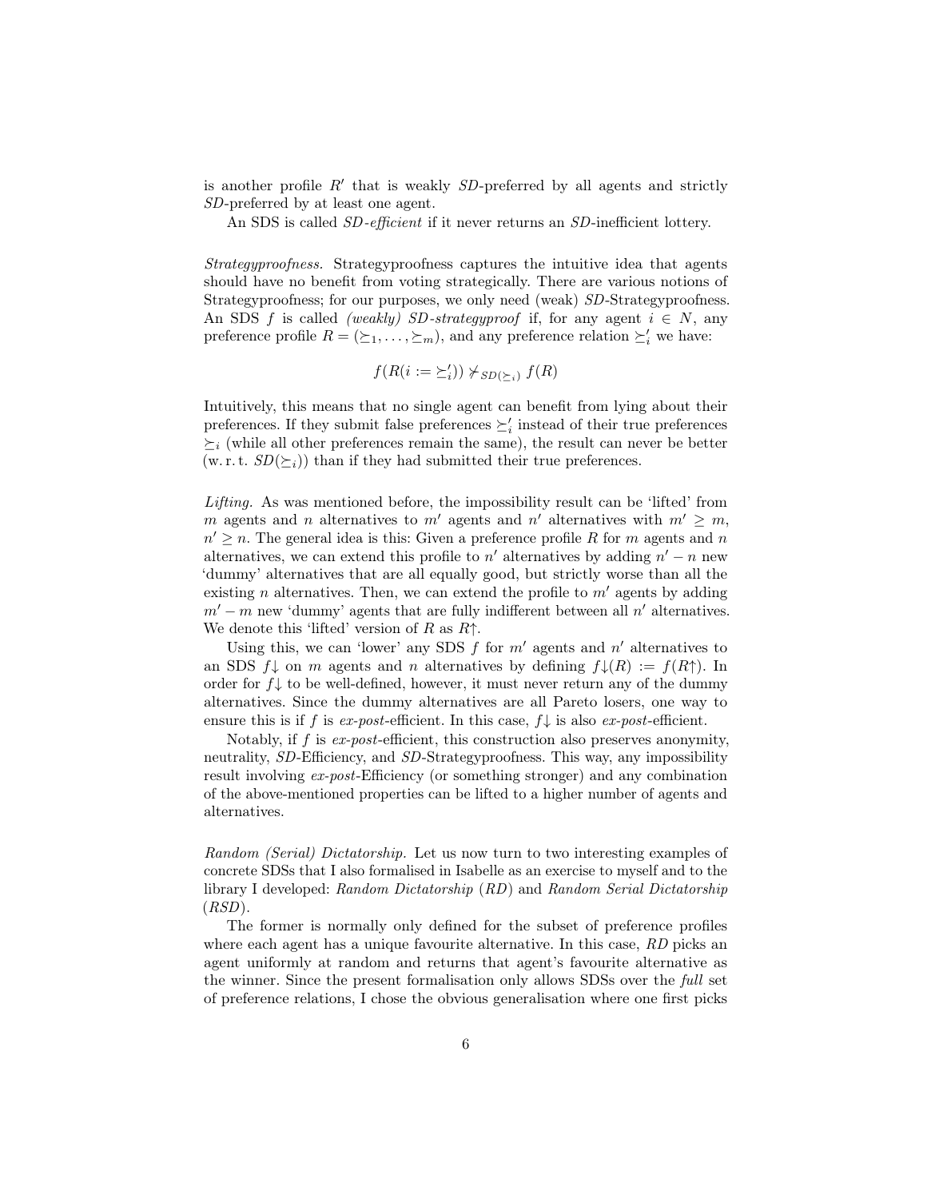is another profile $R'$ that is weakly *SD*-preferred by all agents and strictly *SD*-preferred by at least one agent.

An SDS is called *SD-efficient* if it never returns an *SD*-inefficient lottery.

*Strategyproofness.* Strategyproofness captures the intuitive idea that agents should have no benefit from voting strategically. There are various notions of Strategyproofness; for our purposes, we only need (weak) *SD*-Strategyproofness. An SDS $f$ is called *(weakly) SD-strategyproof* if, for any agent $i \in N$, any preference profile $R = (\succeq_1, \ldots, \succeq_m)$, and any preference relation $\succeq_i'$ we have:

$$f(R(i := \succeq_i')) \not\succ_{SD(\succeq_i)} f(R)$$

Intuitively, this means that no single agent can benefit from lying about their preferences. If they submit false preferences $\succeq_i'$ instead of their true preferences $\succeq_i$ (while all other preferences remain the same), the result can never be better (w. r. t. $SD(\succeq_i)$) than if they had submitted their true preferences.

*Lifting.* As was mentioned before, the impossibility result can be 'lifted' from $m$ agents and $n$ alternatives to $m'$ agents and $n'$ alternatives with $m' \geq m$, $n' \geq n$. The general idea is this: Given a preference profile $R$ for $m$ agents and $n$ alternatives, we can extend this profile to $n'$ alternatives by adding $n' - n$ new 'dummy' alternatives that are all equally good, but strictly worse than all the existing $n$ alternatives. Then, we can extend the profile to $m'$ agents by adding $m' - m$ new 'dummy' agents that are fully indifferent between all $n'$ alternatives. We denote this 'lifted' version of $R$ as $R{\uparrow}$.

Using this, we can 'lower' any SDS $f$ for $m'$ agents and $n'$ alternatives to an SDS $f{\downarrow}$ on $m$ agents and $n$ alternatives by defining $f{\downarrow}(R) := f(R{\uparrow})$. In order for $f{\downarrow}$ to be well-defined, however, it must never return any of the dummy alternatives. Since the dummy alternatives are all Pareto losers, one way to ensure this is if $f$ is *ex-post*-efficient. In this case, $f{\downarrow}$ is also *ex-post*-efficient.

Notably, if $f$ is *ex-post*-efficient, this construction also preserves anonymity, neutrality, *SD*-Efficiency, and *SD*-Strategyproofness. This way, any impossibility result involving *ex-post*-Efficiency (or something stronger) and any combination of the above-mentioned properties can be lifted to a higher number of agents and alternatives.

*Random (Serial) Dictatorship.* Let us now turn to two interesting examples of concrete SDSs that I also formalised in Isabelle as an exercise to myself and to the library I developed: *Random Dictatorship* (*RD*) and *Random Serial Dictatorship* (*RSD*).

The former is normally only defined for the subset of preference profiles where each agent has a unique favourite alternative. In this case, *RD* picks an agent uniformly at random and returns that agent's favourite alternative as the winner. Since the present formalisation only allows SDSs over the *full* set of preference relations, I chose the obvious generalisation where one first picks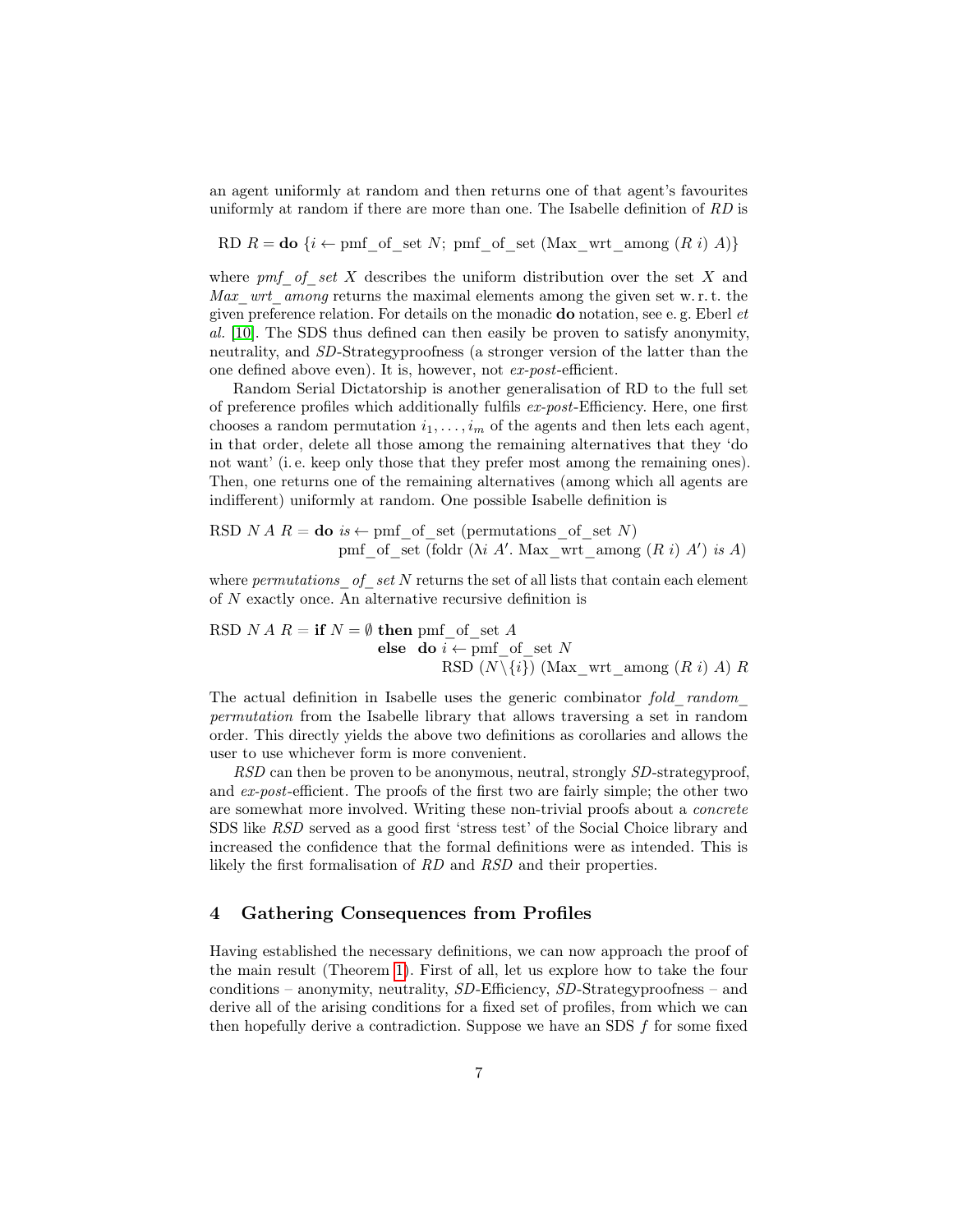an agent uniformly at random and then returns one of that agent's favourites uniformly at random if there are more than one. The Isabelle definition of *RD* is

$$\text{RD } R = \textbf{do } \{i \leftarrow \text{pmf\_of\_set } N;\ \text{pmf\_of\_set } (\text{Max\_wrt\_among } (R\ i)\ A)\}$$

where *pmf_of_set* $X$ describes the uniform distribution over the set $X$ and *Max_wrt_among* returns the maximal elements among the given set w. r. t. the given preference relation. For details on the monadic **do** notation, see e. g. Eberl *et al.* [10]. The SDS thus defined can then easily be proven to satisfy anonymity, neutrality, and *SD*-Strategyproofness (a stronger version of the latter than the one defined above even). It is, however, not *ex-post*-efficient.

Random Serial Dictatorship is another generalisation of RD to the full set of preference profiles which additionally fulfils *ex-post*-Efficiency. Here, one first chooses a random permutation $i_1, \ldots, i_m$ of the agents and then lets each agent, in that order, delete all those among the remaining alternatives that they 'do not want' (i. e. keep only those that they prefer most among the remaining ones). Then, one returns one of the remaining alternatives (among which all agents are indifferent) uniformly at random. One possible Isabelle definition is

$$\begin{aligned}\text{RSD } N\ A\ R = \textbf{do } & is \leftarrow \text{pmf\_of\_set } (\text{permutations\_of\_set } N)\\ & \text{pmf\_of\_set } (\text{foldr } (\lambda i\ A'.\ \text{Max\_wrt\_among } (R\ i)\ A')\ is\ A)\end{aligned}$$

where *permutations_of_set* $N$ returns the set of all lists that contain each element of $N$ exactly once. An alternative recursive definition is

$$\begin{aligned}\text{RSD } N\ A\ R = \textbf{if } N = \emptyset \textbf{ then } & \text{pmf\_of\_set } A\\ \textbf{else } & \textbf{do } i \leftarrow \text{pmf\_of\_set } N\\ & \quad \text{RSD } (N \setminus \{i\})\ (\text{Max\_wrt\_among } (R\ i)\ A)\ R\end{aligned}$$

The actual definition in Isabelle uses the generic combinator *fold_random_permutation* from the Isabelle library that allows traversing a set in random order. This directly yields the above two definitions as corollaries and allows the user to use whichever form is more convenient.

*RSD* can then be proven to be anonymous, neutral, strongly *SD*-strategyproof, and *ex-post*-efficient. The proofs of the first two are fairly simple; the other two are somewhat more involved. Writing these non-trivial proofs about a *concrete* SDS like *RSD* served as a good first 'stress test' of the Social Choice library and increased the confidence that the formal definitions were as intended. This is likely the first formalisation of *RD* and *RSD* and their properties.

## 4 Gathering Consequences from Profiles

Having established the necessary definitions, we can now approach the proof of the main result (Theorem 1). First of all, let us explore how to take the four conditions – anonymity, neutrality, *SD*-Efficiency, *SD*-Strategyproofness – and derive all of the arising conditions for a fixed set of profiles, from which we can then hopefully derive a contradiction. Suppose we have an SDS $f$ for some fixed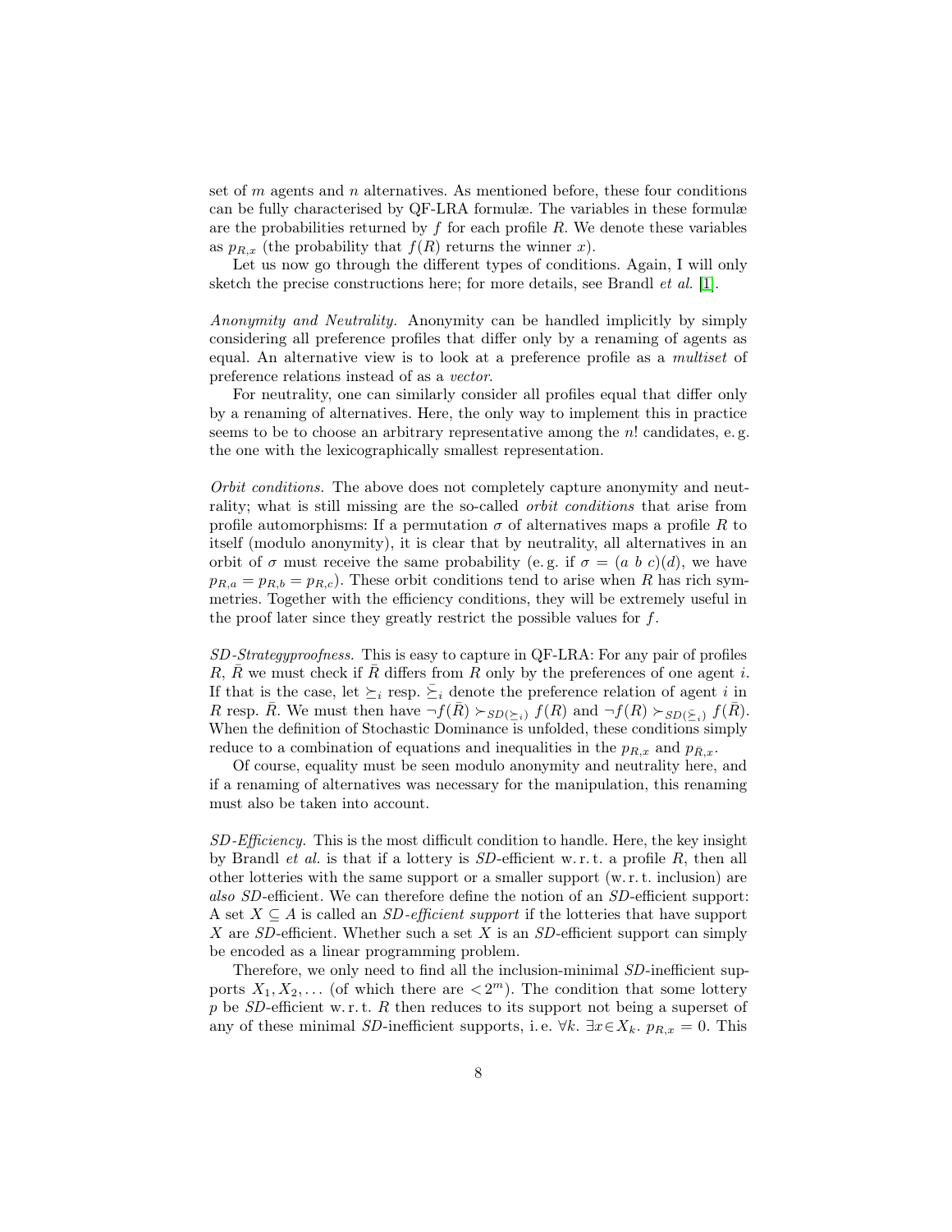set of $m$ agents and $n$ alternatives. As mentioned before, these four conditions can be fully characterised by QF-LRA formulæ. The variables in these formulæ are the probabilities returned by $f$ for each profile $R$. We denote these variables as $p_{R,x}$ (the probability that $f(R)$ returns the winner $x$).

Let us now go through the different types of conditions. Again, I will only sketch the precise constructions here; for more details, see Brandl *et al.* [1].

*Anonymity and Neutrality.* Anonymity can be handled implicitly by simply considering all preference profiles that differ only by a renaming of agents as equal. An alternative view is to look at a preference profile as a *multiset* of preference relations instead of as a *vector*.

For neutrality, one can similarly consider all profiles equal that differ only by a renaming of alternatives. Here, the only way to implement this in practice seems to be to choose an arbitrary representative among the $n!$ candidates, e. g. the one with the lexicographically smallest representation.

*Orbit conditions.* The above does not completely capture anonymity and neutrality; what is still missing are the so-called *orbit conditions* that arise from profile automorphisms: If a permutation $\sigma$ of alternatives maps a profile $R$ to itself (modulo anonymity), it is clear that by neutrality, all alternatives in an orbit of $\sigma$ must receive the same probability (e. g. if $\sigma = (a\ b\ c)(d)$, we have $p_{R,a} = p_{R,b} = p_{R,c}$). These orbit conditions tend to arise when $R$ has rich symmetries. Together with the efficiency conditions, they will be extremely useful in the proof later since they greatly restrict the possible values for $f$.

*SD-Strategyproofness.* This is easy to capture in QF-LRA: For any pair of profiles $R$, $\bar{R}$ we must check if $\bar{R}$ differs from $R$ only by the preferences of one agent $i$. If that is the case, let $\succeq_i$ resp. $\bar{\succeq}_i$ denote the preference relation of agent $i$ in $R$ resp. $\bar{R}$. We must then have $\neg f(\bar{R}) \succ_{SD(\succeq_i)} f(R)$ and $\neg f(R) \succ_{SD(\bar{\succeq}_i)} f(\bar{R})$. When the definition of Stochastic Dominance is unfolded, these conditions simply reduce to a combination of equations and inequalities in the $p_{R,x}$ and $p_{\bar{R},x}$.

Of course, equality must be seen modulo anonymity and neutrality here, and if a renaming of alternatives was necessary for the manipulation, this renaming must also be taken into account.

*SD-Efficiency.* This is the most difficult condition to handle. Here, the key insight by Brandl *et al.* is that if a lottery is *SD*-efficient w. r. t. a profile $R$, then all other lotteries with the same support or a smaller support (w. r. t. inclusion) are *also* *SD*-efficient. We can therefore define the notion of an *SD*-efficient support: A set $X \subseteq A$ is called an *SD-efficient support* if the lotteries that have support $X$ are *SD*-efficient. Whether such a set $X$ is an *SD*-efficient support can simply be encoded as a linear programming problem.

Therefore, we only need to find all the inclusion-minimal *SD*-inefficient supports $X_1, X_2, \ldots$ (of which there are $< 2^m$). The condition that some lottery $p$ be *SD*-efficient w. r. t. $R$ then reduces to its support not being a superset of any of these minimal *SD*-inefficient supports, i. e. $\forall k.\ \exists x \in X_k.\ p_{R,x} = 0$. This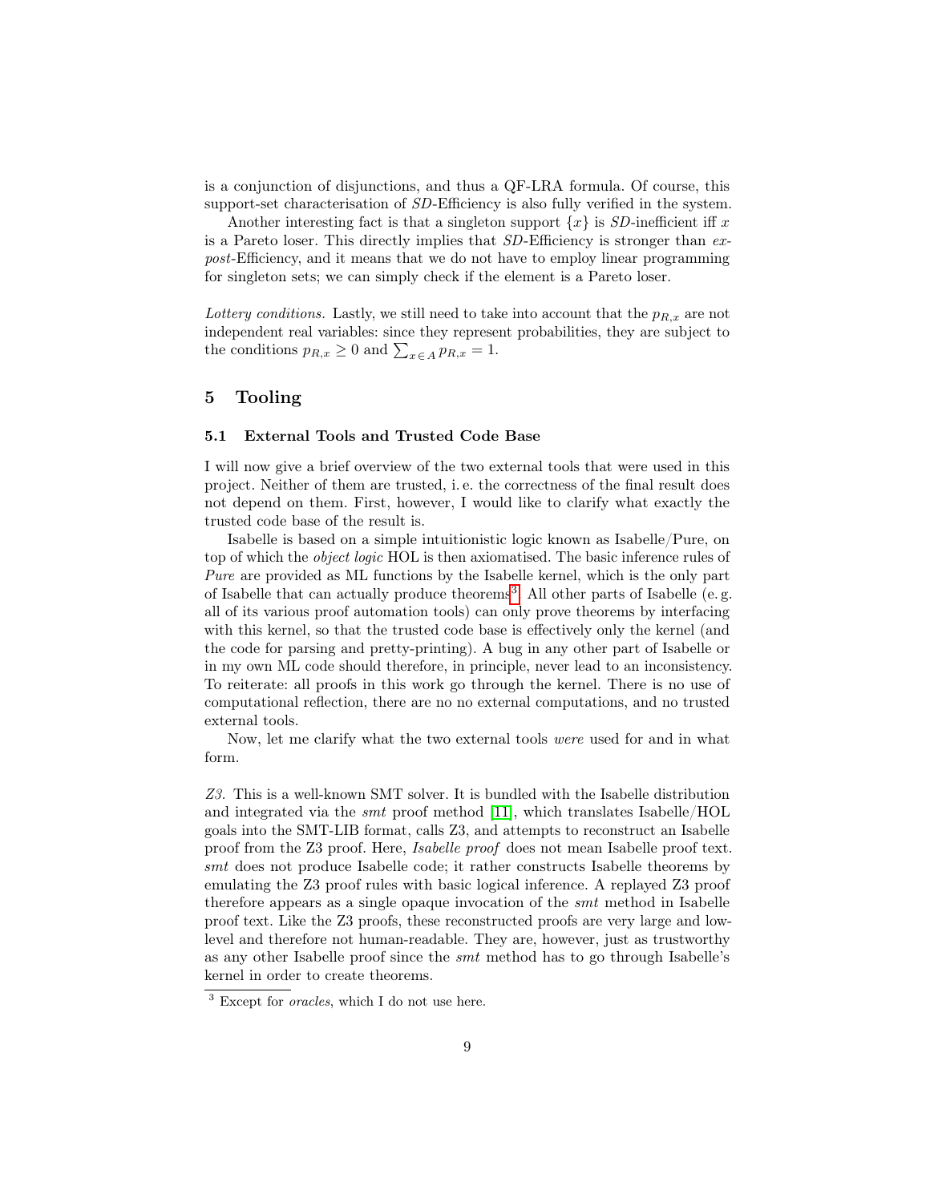is a conjunction of disjunctions, and thus a QF-LRA formula. Of course, this support-set characterisation of *SD*-Efficiency is also fully verified in the system.

Another interesting fact is that a singleton support $\{x\}$ is *SD*-inefficient iff $x$ is a Pareto loser. This directly implies that *SD*-Efficiency is stronger than *ex-post*-Efficiency, and it means that we do not have to employ linear programming for singleton sets; we can simply check if the element is a Pareto loser.

*Lottery conditions.* Lastly, we still need to take into account that the $p_{R,x}$ are not independent real variables: since they represent probabilities, they are subject to the conditions $p_{R,x} \geq 0$ and $\sum_{x \in A} p_{R,x} = 1$.

# 5 Tooling

## 5.1 External Tools and Trusted Code Base

I will now give a brief overview of the two external tools that were used in this project. Neither of them are trusted, i. e. the correctness of the final result does not depend on them. First, however, I would like to clarify what exactly the trusted code base of the result is.

Isabelle is based on a simple intuitionistic logic known as Isabelle/Pure, on top of which the *object logic* HOL is then axiomatised. The basic inference rules of *Pure* are provided as ML functions by the Isabelle kernel, which is the only part of Isabelle that can actually produce theorems[3]. All other parts of Isabelle (e. g. all of its various proof automation tools) can only prove theorems by interfacing with this kernel, so that the trusted code base is effectively only the kernel (and the code for parsing and pretty-printing). A bug in any other part of Isabelle or in my own ML code should therefore, in principle, never lead to an inconsistency. To reiterate: all proofs in this work go through the kernel. There is no use of computational reflection, there are no no external computations, and no trusted external tools.

Now, let me clarify what the two external tools *were* used for and in what form.

*Z3.* This is a well-known SMT solver. It is bundled with the Isabelle distribution and integrated via the *smt* proof method [11], which translates Isabelle/HOL goals into the SMT-LIB format, calls Z3, and attempts to reconstruct an Isabelle proof from the Z3 proof. Here, *Isabelle proof* does not mean Isabelle proof text. *smt* does not produce Isabelle code; it rather constructs Isabelle theorems by emulating the Z3 proof rules with basic logical inference. A replayed Z3 proof therefore appears as a single opaque invocation of the *smt* method in Isabelle proof text. Like the Z3 proofs, these reconstructed proofs are very large and low-level and therefore not human-readable. They are, however, just as trustworthy as any other Isabelle proof since the *smt* method has to go through Isabelle's kernel in order to create theorems.

[3] Except for *oracles*, which I do not use here.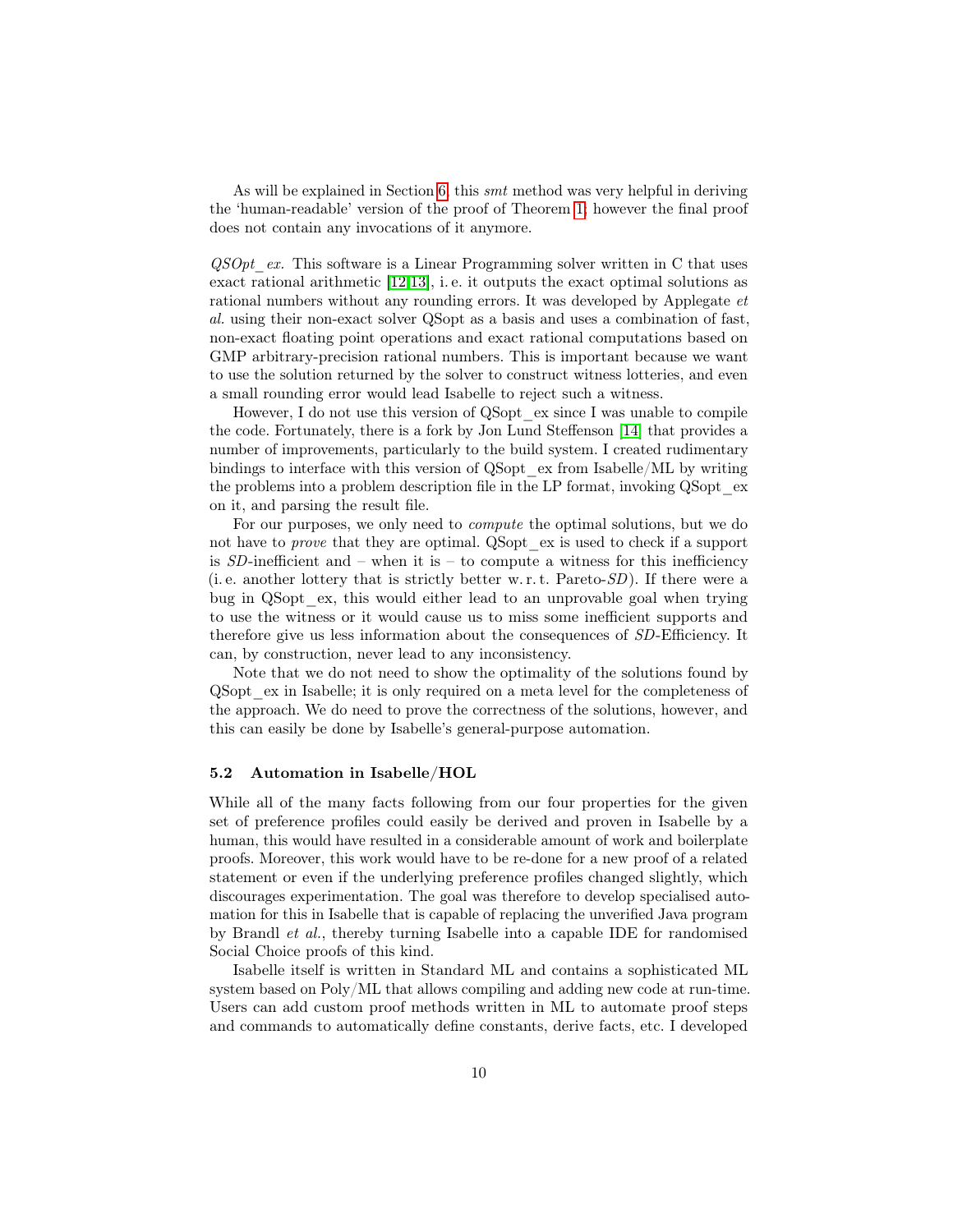As will be explained in Section 6, this *smt* method was very helpful in deriving the 'human-readable' version of the proof of Theorem 1; however the final proof does not contain any invocations of it anymore.

*QSOpt_ex.* This software is a Linear Programming solver written in C that uses exact rational arithmetic [12,13], i. e. it outputs the exact optimal solutions as rational numbers without any rounding errors. It was developed by Applegate *et al.* using their non-exact solver QSopt as a basis and uses a combination of fast, non-exact floating point operations and exact rational computations based on GMP arbitrary-precision rational numbers. This is important because we want to use the solution returned by the solver to construct witness lotteries, and even a small rounding error would lead Isabelle to reject such a witness.

However, I do not use this version of QSopt_ex since I was unable to compile the code. Fortunately, there is a fork by Jon Lund Steffenson [14] that provides a number of improvements, particularly to the build system. I created rudimentary bindings to interface with this version of QSopt_ex from Isabelle/ML by writing the problems into a problem description file in the LP format, invoking QSopt_ex on it, and parsing the result file.

For our purposes, we only need to *compute* the optimal solutions, but we do not have to *prove* that they are optimal. QSopt_ex is used to check if a support is *SD*-inefficient and – when it is – to compute a witness for this inefficiency (i. e. another lottery that is strictly better w. r. t. Pareto-*SD*). If there were a bug in QSopt_ex, this would either lead to an unprovable goal when trying to use the witness or it would cause us to miss some inefficient supports and therefore give us less information about the consequences of *SD*-Efficiency. It can, by construction, never lead to any inconsistency.

Note that we do not need to show the optimality of the solutions found by QSopt_ex in Isabelle; it is only required on a meta level for the completeness of the approach. We do need to prove the correctness of the solutions, however, and this can easily be done by Isabelle's general-purpose automation.

### 5.2 Automation in Isabelle/HOL

While all of the many facts following from our four properties for the given set of preference profiles could easily be derived and proven in Isabelle by a human, this would have resulted in a considerable amount of work and boilerplate proofs. Moreover, this work would have to be re-done for a new proof of a related statement or even if the underlying preference profiles changed slightly, which discourages experimentation. The goal was therefore to develop specialised automation for this in Isabelle that is capable of replacing the unverified Java program by Brandl *et al.*, thereby turning Isabelle into a capable IDE for randomised Social Choice proofs of this kind.

Isabelle itself is written in Standard ML and contains a sophisticated ML system based on Poly/ML that allows compiling and adding new code at run-time. Users can add custom proof methods written in ML to automate proof steps and commands to automatically define constants, derive facts, etc. I developed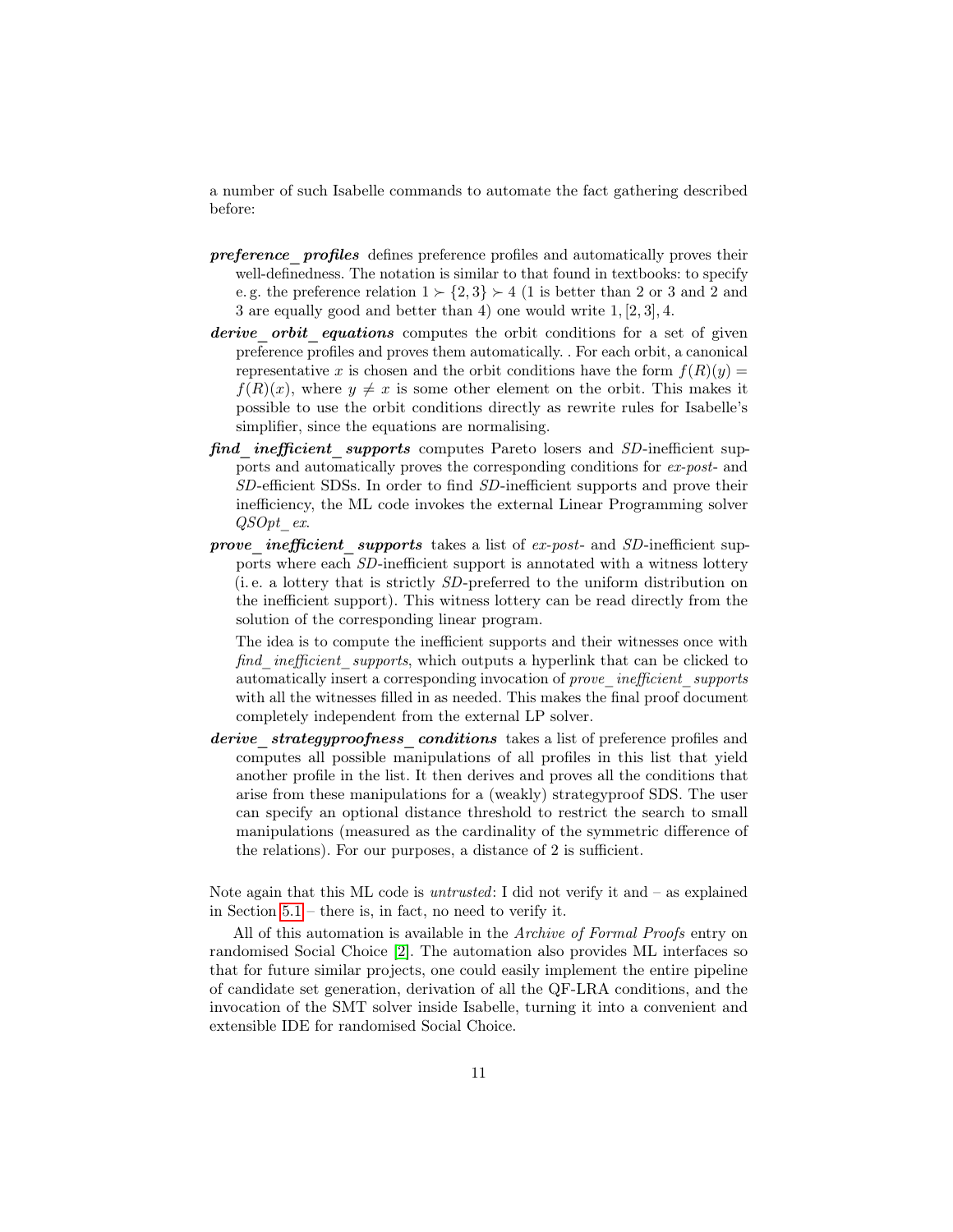a number of such Isabelle commands to automate the fact gathering described before:

- ***preference_profiles*** defines preference profiles and automatically proves their well-definedness. The notation is similar to that found in textbooks: to specify e. g. the preference relation $1 \succ \{2,3\} \succ 4$ (1 is better than 2 or 3 and 2 and 3 are equally good and better than 4) one would write $1, [2,3], 4$.
- ***derive_orbit_equations*** computes the orbit conditions for a set of given preference profiles and proves them automatically. . For each orbit, a canonical representative $x$ is chosen and the orbit conditions have the form $f(R)(y) = f(R)(x)$, where $y \neq x$ is some other element on the orbit. This makes it possible to use the orbit conditions directly as rewrite rules for Isabelle's simplifier, since the equations are normalising.
- ***find_inefficient_supports*** computes Pareto losers and *SD*-inefficient supports and automatically proves the corresponding conditions for *ex-post*- and *SD*-efficient SDSs. In order to find *SD*-inefficient supports and prove their inefficiency, the ML code invokes the external Linear Programming solver *QSOpt_ex*.
- ***prove_inefficient_supports*** takes a list of *ex-post*- and *SD*-inefficient supports where each *SD*-inefficient support is annotated with a witness lottery (i. e. a lottery that is strictly *SD*-preferred to the uniform distribution on the inefficient support). This witness lottery can be read directly from the solution of the corresponding linear program.

  The idea is to compute the inefficient supports and their witnesses once with *find_inefficient_supports*, which outputs a hyperlink that can be clicked to automatically insert a corresponding invocation of *prove_inefficient_supports* with all the witnesses filled in as needed. This makes the final proof document completely independent from the external LP solver.
- ***derive_strategyproofness_conditions*** takes a list of preference profiles and computes all possible manipulations of all profiles in this list that yield another profile in the list. It then derives and proves all the conditions that arise from these manipulations for a (weakly) strategyproof SDS. The user can specify an optional distance threshold to restrict the search to small manipulations (measured as the cardinality of the symmetric difference of the relations). For our purposes, a distance of 2 is sufficient.

Note again that this ML code is *untrusted*: I did not verify it and – as explained in Section 5.1 – there is, in fact, no need to verify it.

All of this automation is available in the *Archive of Formal Proofs* entry on randomised Social Choice [2]. The automation also provides ML interfaces so that for future similar projects, one could easily implement the entire pipeline of candidate set generation, derivation of all the QF-LRA conditions, and the invocation of the SMT solver inside Isabelle, turning it into a convenient and extensible IDE for randomised Social Choice.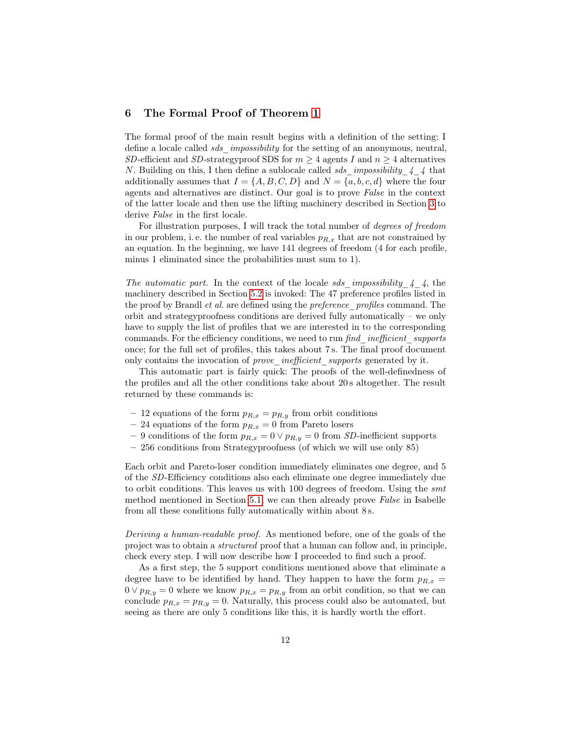## 6 The Formal Proof of Theorem 1

The formal proof of the main result begins with a definition of the setting: I define a locale called *sds_impossibility* for the setting of an anonymous, neutral, *SD*-efficient and *SD*-strategyproof SDS for $m \geq 4$ agents $I$ and $n \geq 4$ alternatives $N$. Building on this, I then define a sublocale called *sds_impossibility_4_4* that additionally assumes that $I = \{A, B, C, D\}$ and $N = \{a, b, c, d\}$ where the four agents and alternatives are distinct. Our goal is to prove *False* in the context of the latter locale and then use the lifting machinery described in Section 3 to derive *False* in the first locale.

For illustration purposes, I will track the total number of *degrees of freedom* in our problem, i. e. the number of real variables $p_{R,x}$ that are not constrained by an equation. In the beginning, we have 141 degrees of freedom (4 for each profile, minus 1 eliminated since the probabilities must sum to 1).

*The automatic part.* In the context of the locale *sds_impossibility_4_4*, the machinery described in Section 5.2 is invoked: The 47 preference profiles listed in the proof by Brandl *et al.* are defined using the *preference_profiles* command. The orbit and strategyproofness conditions are derived fully automatically – we only have to supply the list of profiles that we are interested in to the corresponding commands. For the efficiency conditions, we need to run *find_inefficient_supports* once; for the full set of profiles, this takes about 7 s. The final proof document only contains the invocation of *prove_inefficient_supports* generated by it.

This automatic part is fairly quick: The proofs of the well-definedness of the profiles and all the other conditions take about 20 s altogether. The result returned by these commands is:

- 12 equations of the form $p_{R,x} = p_{R,y}$ from orbit conditions
- 24 equations of the form $p_{R,x} = 0$ from Pareto losers
- 9 conditions of the form $p_{R,x} = 0 \vee p_{R,y} = 0$ from *SD*-inefficient supports
- 256 conditions from Strategyproofness (of which we will use only 85)

Each orbit and Pareto-loser condition immediately eliminates one degree, and 5 of the *SD*-Efficiency conditions also each eliminate one degree immediately due to orbit conditions. This leaves us with 100 degrees of freedom. Using the *smt* method mentioned in Section 5.1, we can then already prove *False* in Isabelle from all these conditions fully automatically within about 8 s.

*Deriving a human-readable proof.* As mentioned before, one of the goals of the project was to obtain a *structured* proof that a human can follow and, in principle, check every step. I will now describe how I proceeded to find such a proof.

As a first step, the 5 support conditions mentioned above that eliminate a degree have to be identified by hand. They happen to have the form $p_{R,x} = 0 \vee p_{R,y} = 0$ where we know $p_{R,x} = p_{R,y}$ from an orbit condition, so that we can conclude $p_{R,x} = p_{R,y} = 0$. Naturally, this process could also be automated, but seeing as there are only 5 conditions like this, it is hardly worth the effort.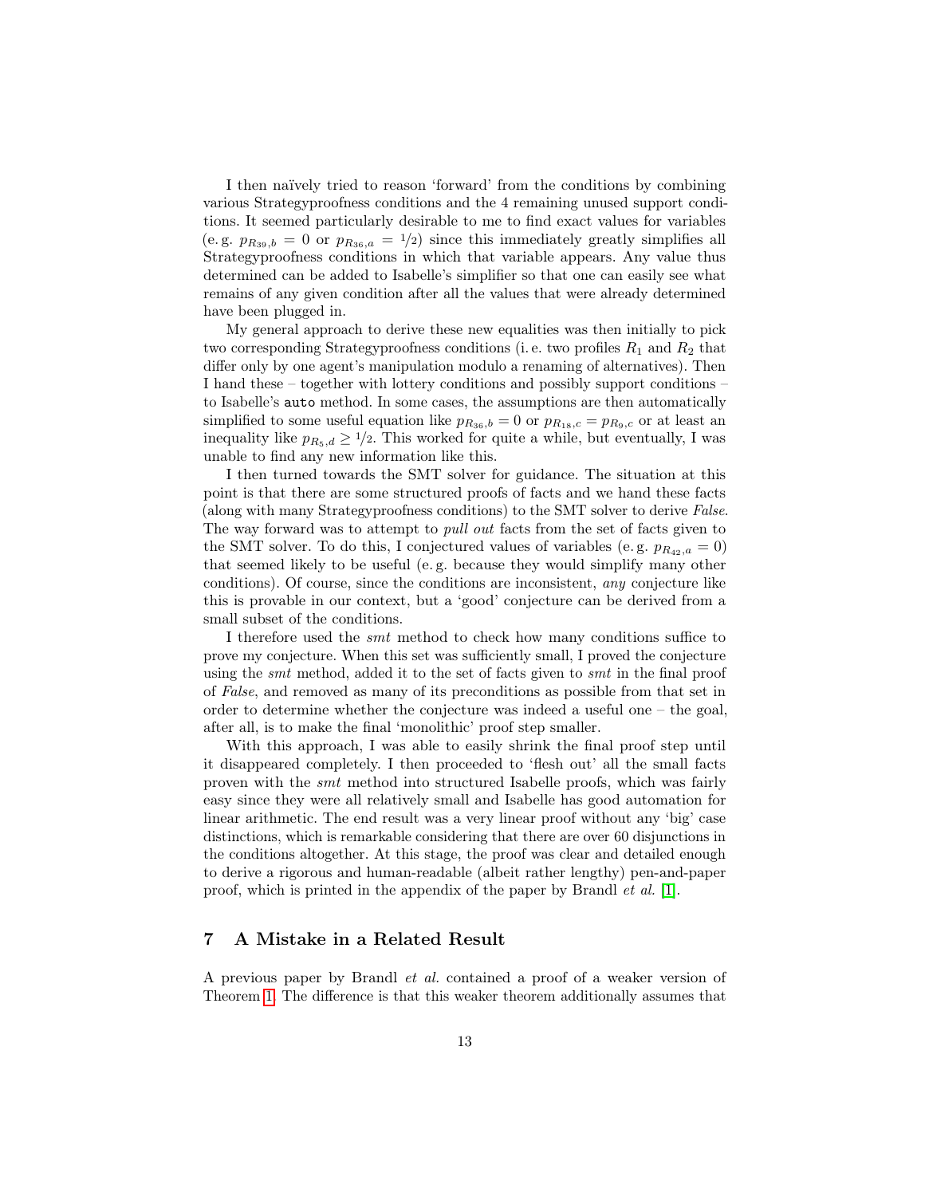I then naïvely tried to reason 'forward' from the conditions by combining various Strategyproofness conditions and the 4 remaining unused support conditions. It seemed particularly desirable to me to find exact values for variables (e. g. $p_{R_{39},b} = 0$ or $p_{R_{36},a} = 1/2$) since this immediately greatly simplifies all Strategyproofness conditions in which that variable appears. Any value thus determined can be added to Isabelle's simplifier so that one can easily see what remains of any given condition after all the values that were already determined have been plugged in.

My general approach to derive these new equalities was then initially to pick two corresponding Strategyproofness conditions (i. e. two profiles $R_1$ and $R_2$ that differ only by one agent's manipulation modulo a renaming of alternatives). Then I hand these – together with lottery conditions and possibly support conditions – to Isabelle's `auto` method. In some cases, the assumptions are then automatically simplified to some useful equation like $p_{R_{36},b} = 0$ or $p_{R_{18},c} = p_{R_9,c}$ or at least an inequality like $p_{R_5,d} \geq 1/2$. This worked for quite a while, but eventually, I was unable to find any new information like this.

I then turned towards the SMT solver for guidance. The situation at this point is that there are some structured proofs of facts and we hand these facts (along with many Strategyproofness conditions) to the SMT solver to derive *False*. The way forward was to attempt to *pull out* facts from the set of facts given to the SMT solver. To do this, I conjectured values of variables (e. g. $p_{R_{42},a} = 0$) that seemed likely to be useful (e. g. because they would simplify many other conditions). Of course, since the conditions are inconsistent, *any* conjecture like this is provable in our context, but a 'good' conjecture can be derived from a small subset of the conditions.

I therefore used the *smt* method to check how many conditions suffice to prove my conjecture. When this set was sufficiently small, I proved the conjecture using the *smt* method, added it to the set of facts given to *smt* in the final proof of *False*, and removed as many of its preconditions as possible from that set in order to determine whether the conjecture was indeed a useful one – the goal, after all, is to make the final 'monolithic' proof step smaller.

With this approach, I was able to easily shrink the final proof step until it disappeared completely. I then proceeded to 'flesh out' all the small facts proven with the *smt* method into structured Isabelle proofs, which was fairly easy since they were all relatively small and Isabelle has good automation for linear arithmetic. The end result was a very linear proof without any 'big' case distinctions, which is remarkable considering that there are over 60 disjunctions in the conditions altogether. At this stage, the proof was clear and detailed enough to derive a rigorous and human-readable (albeit rather lengthy) pen-and-paper proof, which is printed in the appendix of the paper by Brandl *et al.* [1].

## 7 A Mistake in a Related Result

A previous paper by Brandl *et al.* contained a proof of a weaker version of Theorem 1. The difference is that this weaker theorem additionally assumes that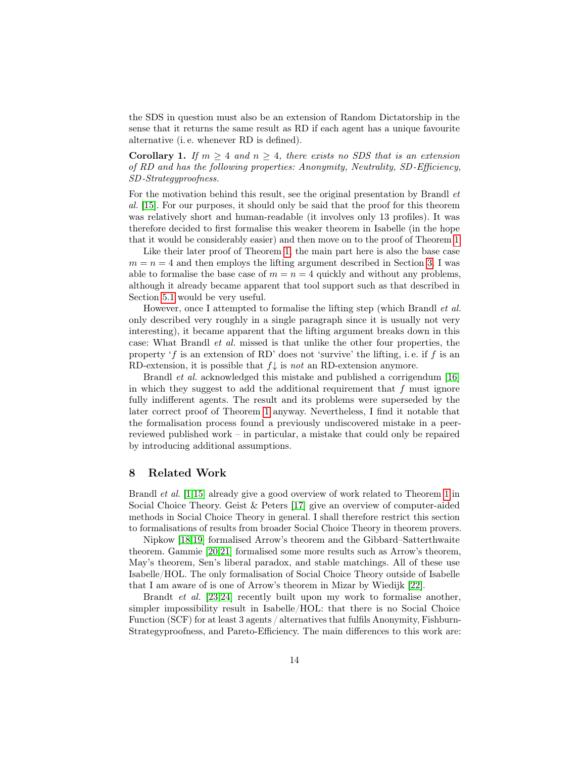the SDS in question must also be an extension of Random Dictatorship in the sense that it returns the same result as RD if each agent has a unique favourite alternative (i. e. whenever RD is defined).

**Corollary 1.** *If $m \geq 4$ and $n \geq 4$, there exists no SDS that is an extension of RD and has the following properties: Anonymity, Neutrality, SD-Efficiency, SD-Strategyproofness.*

For the motivation behind this result, see the original presentation by Brandl *et al.* [15]. For our purposes, it should only be said that the proof for this theorem was relatively short and human-readable (it involves only 13 profiles). It was therefore decided to first formalise this weaker theorem in Isabelle (in the hope that it would be considerably easier) and then move on to the proof of Theorem 1.

Like their later proof of Theorem 1, the main part here is also the base case $m = n = 4$ and then employs the lifting argument described in Section 3. I was able to formalise the base case of $m = n = 4$ quickly and without any problems, although it already became apparent that tool support such as that described in Section 5.1 would be very useful.

However, once I attempted to formalise the lifting step (which Brandl *et al.* only described very roughly in a single paragraph since it is usually not very interesting), it became apparent that the lifting argument breaks down in this case: What Brandl *et al.* missed is that unlike the other four properties, the property '$f$ is an extension of RD' does not 'survive' the lifting, i. e. if $f$ is an RD-extension, it is possible that $f{\downarrow}$ is *not* an RD-extension anymore.

Brandl *et al.* acknowledged this mistake and published a corrigendum [16] in which they suggest to add the additional requirement that $f$ must ignore fully indifferent agents. The result and its problems were superseded by the later correct proof of Theorem 1 anyway. Nevertheless, I find it notable that the formalisation process found a previously undiscovered mistake in a peer-reviewed published work – in particular, a mistake that could only be repaired by introducing additional assumptions.

## 8 Related Work

Brandl *et al.* [1,15] already give a good overview of work related to Theorem 1 in Social Choice Theory. Geist & Peters [17] give an overview of computer-aided methods in Social Choice Theory in general. I shall therefore restrict this section to formalisations of results from broader Social Choice Theory in theorem provers.

Nipkow [18,19] formalised Arrow's theorem and the Gibbard–Satterthwaite theorem. Gammie [20,21] formalised some more results such as Arrow's theorem, May's theorem, Sen's liberal paradox, and stable matchings. All of these use Isabelle/HOL. The only formalisation of Social Choice Theory outside of Isabelle that I am aware of is one of Arrow's theorem in Mizar by Wiedijk [22].

Brandt *et al.* [23,24] recently built upon my work to formalise another, simpler impossibility result in Isabelle/HOL: that there is no Social Choice Function (SCF) for at least 3 agents / alternatives that fulfils Anonymity, Fishburn-Strategyproofness, and Pareto-Efficiency. The main differences to this work are: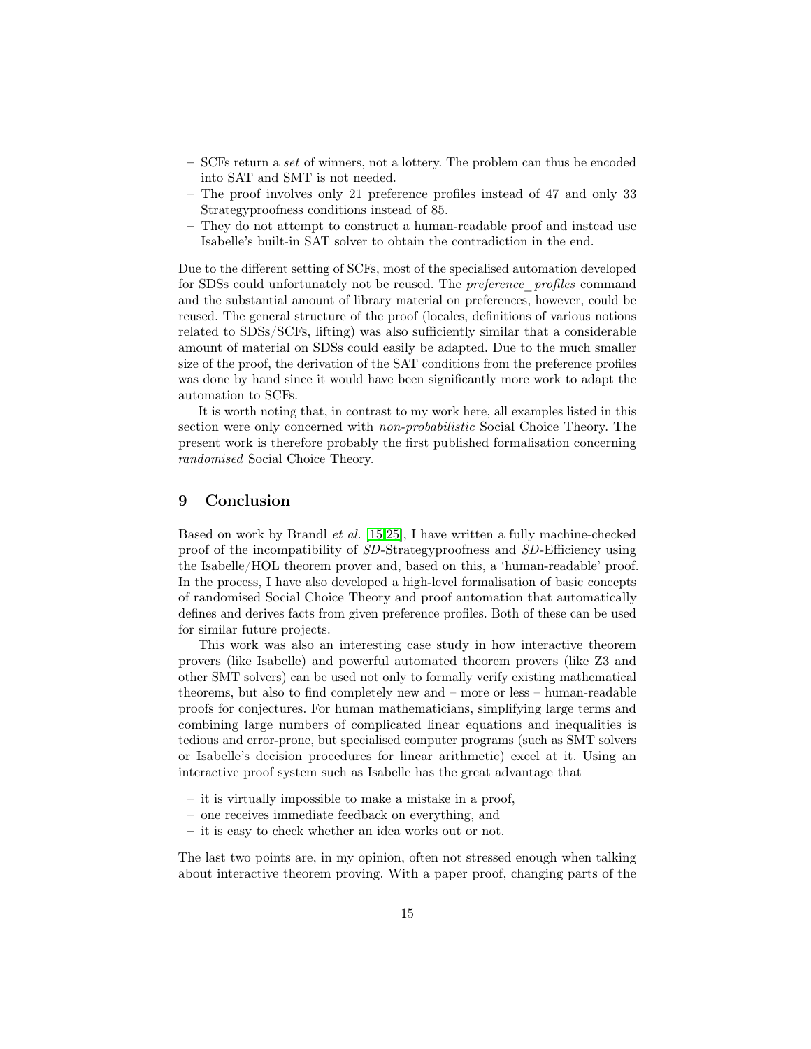- SCFs return a *set* of winners, not a lottery. The problem can thus be encoded into SAT and SMT is not needed.
- The proof involves only 21 preference profiles instead of 47 and only 33 Strategyproofness conditions instead of 85.
- They do not attempt to construct a human-readable proof and instead use Isabelle's built-in SAT solver to obtain the contradiction in the end.

Due to the different setting of SCFs, most of the specialised automation developed for SDSs could unfortunately not be reused. The *preference_profiles* command and the substantial amount of library material on preferences, however, could be reused. The general structure of the proof (locales, definitions of various notions related to SDSs/SCFs, lifting) was also sufficiently similar that a considerable amount of material on SDSs could easily be adapted. Due to the much smaller size of the proof, the derivation of the SAT conditions from the preference profiles was done by hand since it would have been significantly more work to adapt the automation to SCFs.

It is worth noting that, in contrast to my work here, all examples listed in this section were only concerned with *non-probabilistic* Social Choice Theory. The present work is therefore probably the first published formalisation concerning *randomised* Social Choice Theory.

## 9 Conclusion

Based on work by Brandl *et al.* [15,25], I have written a fully machine-checked proof of the incompatibility of *SD*-Strategyproofness and *SD*-Efficiency using the Isabelle/HOL theorem prover and, based on this, a 'human-readable' proof. In the process, I have also developed a high-level formalisation of basic concepts of randomised Social Choice Theory and proof automation that automatically defines and derives facts from given preference profiles. Both of these can be used for similar future projects.

This work was also an interesting case study in how interactive theorem provers (like Isabelle) and powerful automated theorem provers (like Z3 and other SMT solvers) can be used not only to formally verify existing mathematical theorems, but also to find completely new and – more or less – human-readable proofs for conjectures. For human mathematicians, simplifying large terms and combining large numbers of complicated linear equations and inequalities is tedious and error-prone, but specialised computer programs (such as SMT solvers or Isabelle's decision procedures for linear arithmetic) excel at it. Using an interactive proof system such as Isabelle has the great advantage that

- it is virtually impossible to make a mistake in a proof,
- one receives immediate feedback on everything, and
- it is easy to check whether an idea works out or not.

The last two points are, in my opinion, often not stressed enough when talking about interactive theorem proving. With a paper proof, changing parts of the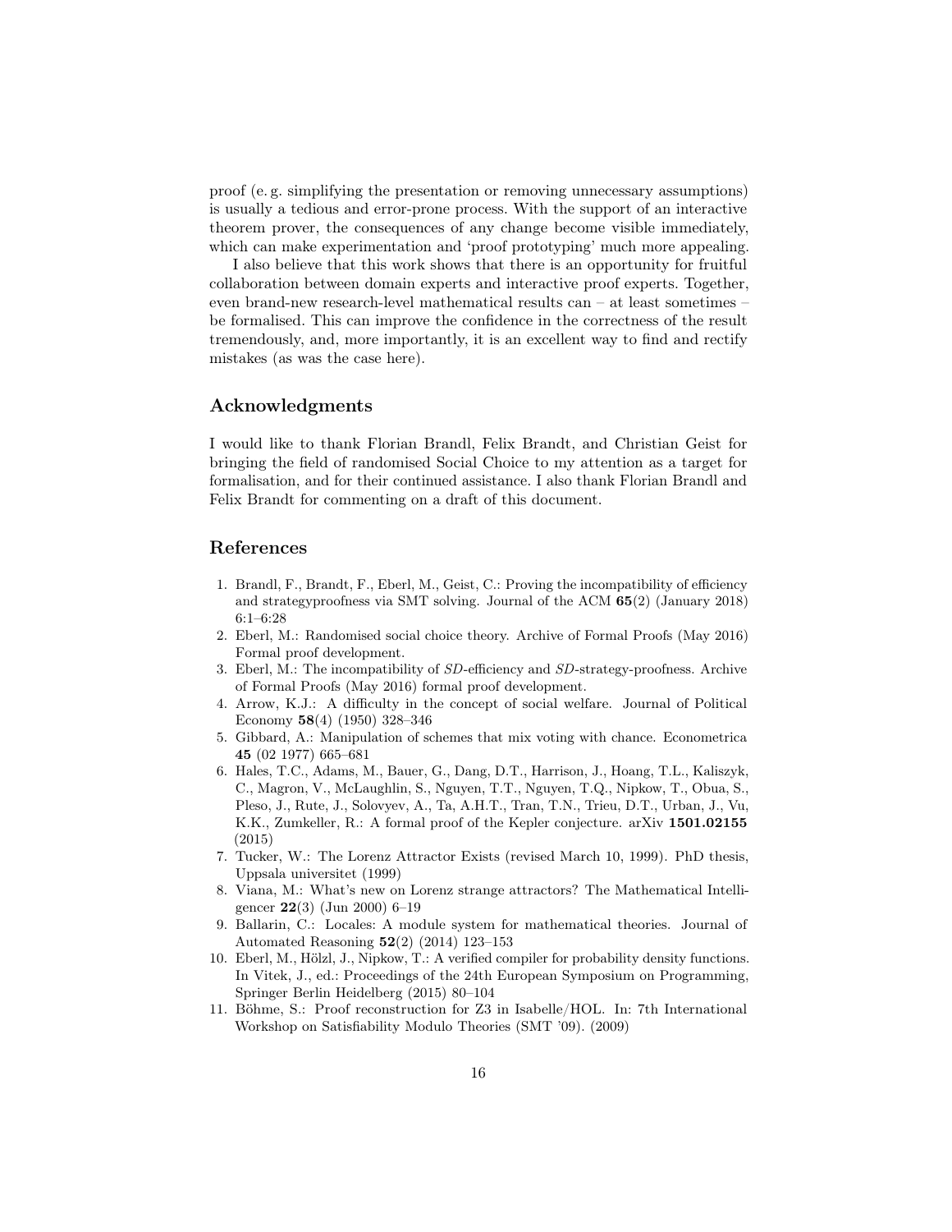proof (e. g. simplifying the presentation or removing unnecessary assumptions) is usually a tedious and error-prone process. With the support of an interactive theorem prover, the consequences of any change become visible immediately, which can make experimentation and 'proof prototyping' much more appealing.

I also believe that this work shows that there is an opportunity for fruitful collaboration between domain experts and interactive proof experts. Together, even brand-new research-level mathematical results can – at least sometimes – be formalised. This can improve the confidence in the correctness of the result tremendously, and, more importantly, it is an excellent way to find and rectify mistakes (as was the case here).

## Acknowledgments

I would like to thank Florian Brandl, Felix Brandt, and Christian Geist for bringing the field of randomised Social Choice to my attention as a target for formalisation, and for their continued assistance. I also thank Florian Brandl and Felix Brandt for commenting on a draft of this document.

## References

1. Brandl, F., Brandt, F., Eberl, M., Geist, C.: Proving the incompatibility of efficiency and strategyproofness via SMT solving. Journal of the ACM **65**(2) (January 2018) 6:1–6:28
2. Eberl, M.: Randomised social choice theory. Archive of Formal Proofs (May 2016) Formal proof development.
3. Eberl, M.: The incompatibility of *SD*-efficiency and *SD*-strategy-proofness. Archive of Formal Proofs (May 2016) formal proof development.
4. Arrow, K.J.: A difficulty in the concept of social welfare. Journal of Political Economy **58**(4) (1950) 328–346
5. Gibbard, A.: Manipulation of schemes that mix voting with chance. Econometrica **45** (02 1977) 665–681
6. Hales, T.C., Adams, M., Bauer, G., Dang, D.T., Harrison, J., Hoang, T.L., Kaliszyk, C., Magron, V., McLaughlin, S., Nguyen, T.T., Nguyen, T.Q., Nipkow, T., Obua, S., Pleso, J., Rute, J., Solovyev, A., Ta, A.H.T., Tran, T.N., Trieu, D.T., Urban, J., Vu, K.K., Zumkeller, R.: A formal proof of the Kepler conjecture. arXiv **1501.02155** (2015)
7. Tucker, W.: The Lorenz Attractor Exists (revised March 10, 1999). PhD thesis, Uppsala universitet (1999)
8. Viana, M.: What's new on Lorenz strange attractors? The Mathematical Intelligencer **22**(3) (Jun 2000) 6–19
9. Ballarin, C.: Locales: A module system for mathematical theories. Journal of Automated Reasoning **52**(2) (2014) 123–153
10. Eberl, M., Hölzl, J., Nipkow, T.: A verified compiler for probability density functions. In Vitek, J., ed.: Proceedings of the 24th European Symposium on Programming, Springer Berlin Heidelberg (2015) 80–104
11. Böhme, S.: Proof reconstruction for Z3 in Isabelle/HOL. In: 7th International Workshop on Satisfiability Modulo Theories (SMT '09). (2009)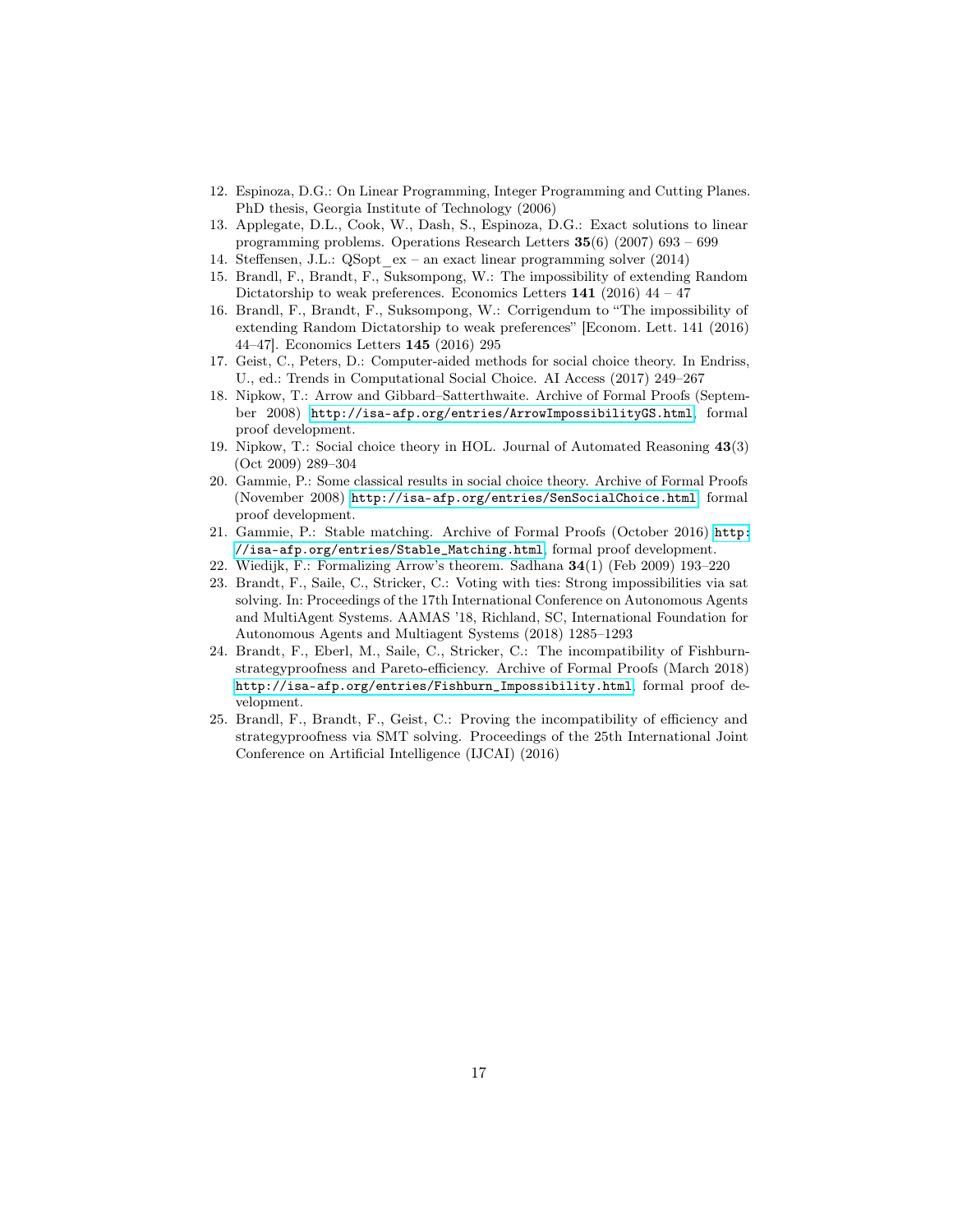12. Espinoza, D.G.: On Linear Programming, Integer Programming and Cutting Planes. PhD thesis, Georgia Institute of Technology (2006)
13. Applegate, D.L., Cook, W., Dash, S., Espinoza, D.G.: Exact solutions to linear programming problems. Operations Research Letters **35**(6) (2007) 693 – 699
14. Steffensen, J.L.: QSopt_ex – an exact linear programming solver (2014)
15. Brandl, F., Brandt, F., Suksompong, W.: The impossibility of extending Random Dictatorship to weak preferences. Economics Letters **141** (2016) 44 – 47
16. Brandl, F., Brandt, F., Suksompong, W.: Corrigendum to "The impossibility of extending Random Dictatorship to weak preferences" [Econom. Lett. 141 (2016) 44–47]. Economics Letters **145** (2016) 295
17. Geist, C., Peters, D.: Computer-aided methods for social choice theory. In Endriss, U., ed.: Trends in Computational Social Choice. AI Access (2017) 249–267
18. Nipkow, T.: Arrow and Gibbard–Satterthwaite. Archive of Formal Proofs (September 2008) `http://isa-afp.org/entries/ArrowImpossibilityGS.html`, formal proof development.
19. Nipkow, T.: Social choice theory in HOL. Journal of Automated Reasoning **43**(3) (Oct 2009) 289–304
20. Gammie, P.: Some classical results in social choice theory. Archive of Formal Proofs (November 2008) `http://isa-afp.org/entries/SenSocialChoice.html`, formal proof development.
21. Gammie, P.: Stable matching. Archive of Formal Proofs (October 2016) `http://isa-afp.org/entries/Stable_Matching.html`, formal proof development.
22. Wiedijk, F.: Formalizing Arrow's theorem. Sadhana **34**(1) (Feb 2009) 193–220
23. Brandt, F., Saile, C., Stricker, C.: Voting with ties: Strong impossibilities via sat solving. In: Proceedings of the 17th International Conference on Autonomous Agents and MultiAgent Systems. AAMAS '18, Richland, SC, International Foundation for Autonomous Agents and Multiagent Systems (2018) 1285–1293
24. Brandt, F., Eberl, M., Saile, C., Stricker, C.: The incompatibility of Fishburn-strategyproofness and Pareto-efficiency. Archive of Formal Proofs (March 2018) `http://isa-afp.org/entries/Fishburn_Impossibility.html`, formal proof development.
25. Brandl, F., Brandt, F., Geist, C.: Proving the incompatibility of efficiency and strategyproofness via SMT solving. Proceedings of the 25th International Joint Conference on Artificial Intelligence (IJCAI) (2016)